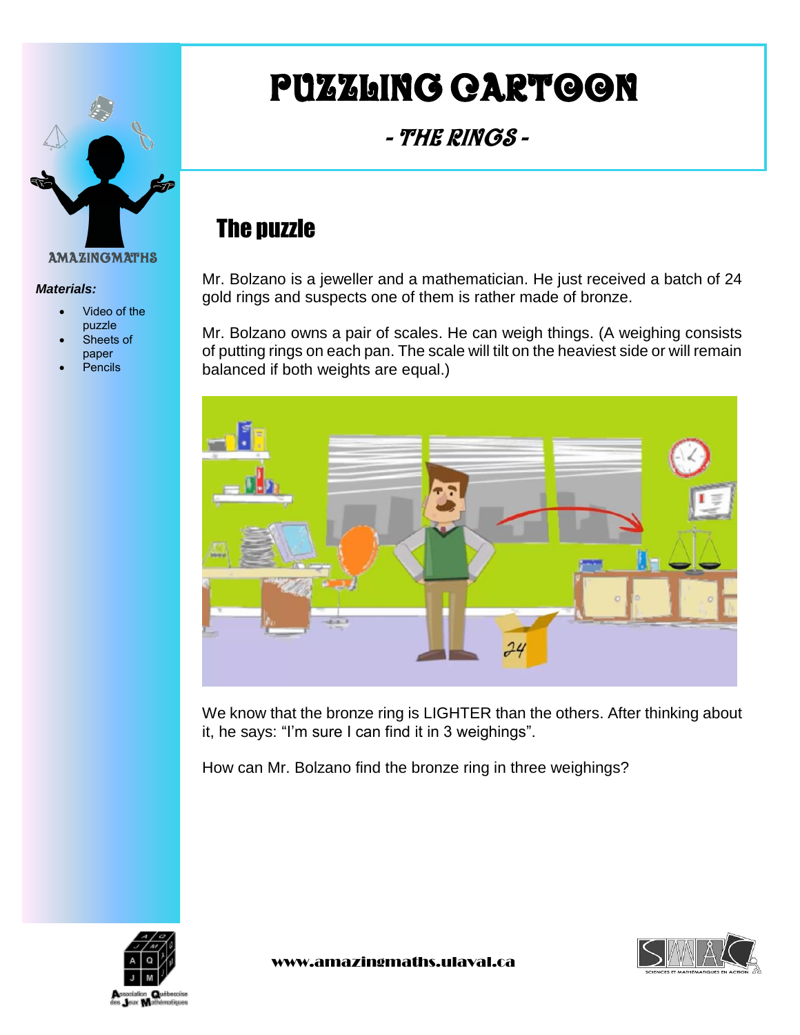# PUZZLING CARTOON

## - THE RINGS -

AMAZINGMATHS

***Materials:***

- Video of the puzzle
- Sheets of paper
- Pencils

## The puzzle

Mr. Bolzano is a jeweller and a mathematician. He just received a batch of 24 gold rings and suspects one of them is rather made of bronze.

Mr. Bolzano owns a pair of scales. He can weigh things. (A weighing consists of putting rings on each pan. The scale will tilt on the heaviest side or will remain balanced if both weights are equal.)

We know that the bronze ring is LIGHTER than the others. After thinking about it, he says: "I'm sure I can find it in 3 weighings".

How can Mr. Bolzano find the bronze ring in three weighings?

www.amazingmaths.ulaval.ca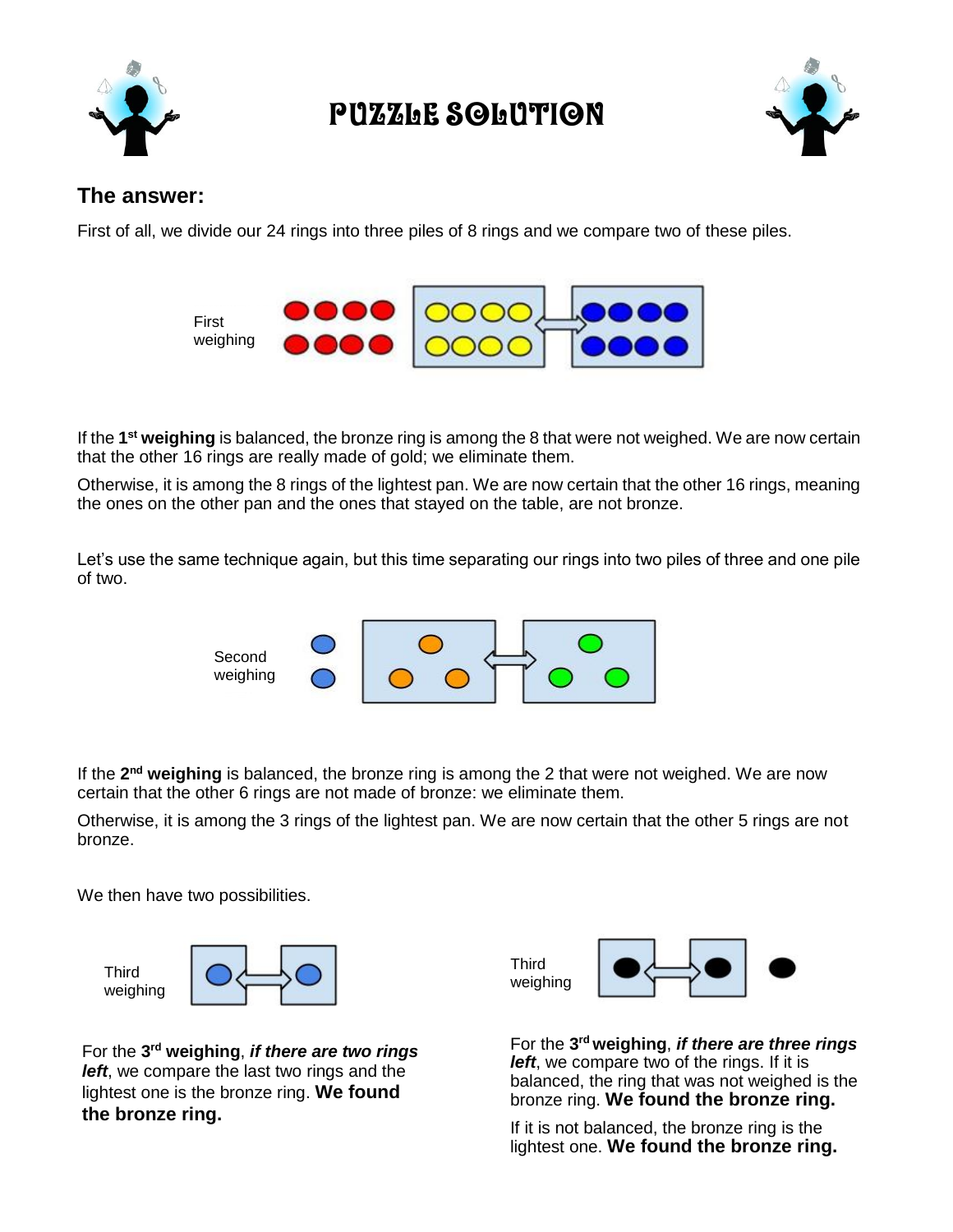# PUZZLE SOLUTION

## The answer:

First of all, we divide our 24 rings into three piles of 8 rings and we compare two of these piles.

First weighing

If the **1st weighing** is balanced, the bronze ring is among the 8 that were not weighed. We are now certain that the other 16 rings are really made of gold; we eliminate them.

Otherwise, it is among the 8 rings of the lightest pan. We are now certain that the other 16 rings, meaning the ones on the other pan and the ones that stayed on the table, are not bronze.

Let's use the same technique again, but this time separating our rings into two piles of three and one pile of two.

Second weighing

If the **2nd weighing** is balanced, the bronze ring is among the 2 that were not weighed. We are now certain that the other 6 rings are not made of bronze: we eliminate them.

Otherwise, it is among the 3 rings of the lightest pan. We are now certain that the other 5 rings are not bronze.

We then have two possibilities.

Third weighing

For the **3rd weighing**, ***if there are two rings left***, we compare the last two rings and the lightest one is the bronze ring. **We found the bronze ring.**

Third weighing

For the **3rd weighing**, ***if there are three rings left***, we compare two of the rings. If it is balanced, the ring that was not weighed is the bronze ring. **We found the bronze ring.**

If it is not balanced, the bronze ring is the lightest one. **We found the bronze ring.**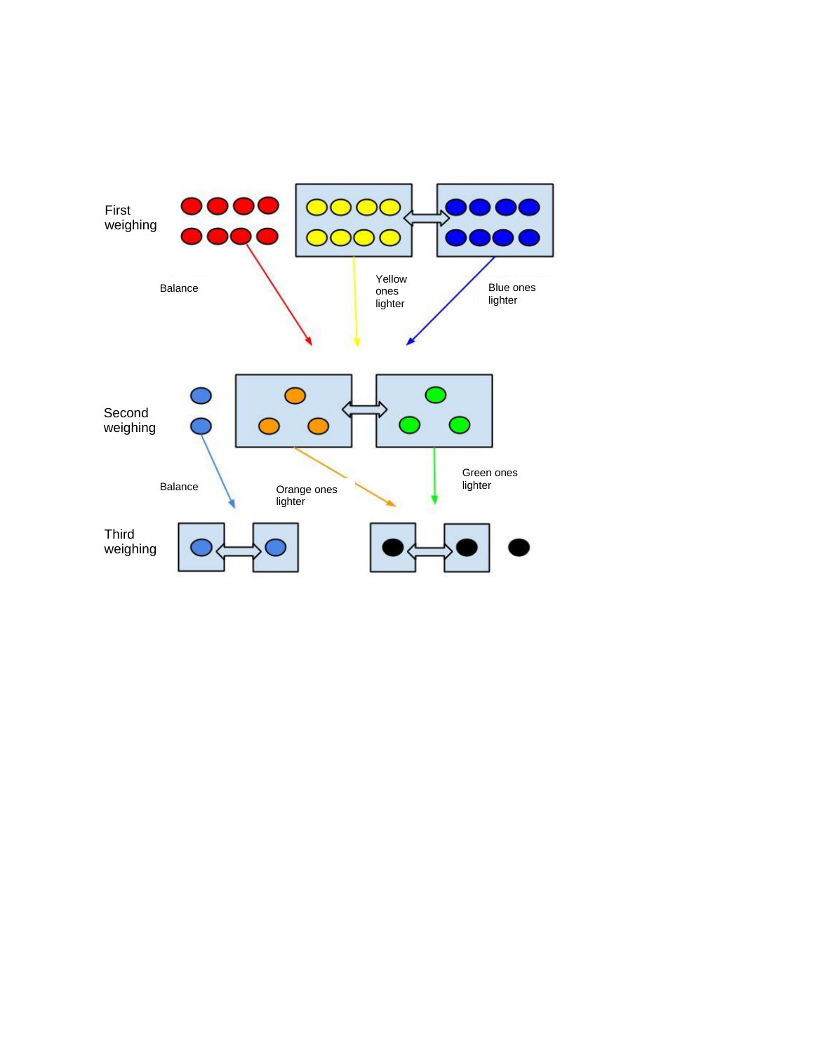First weighing

Balance

Yellow ones lighter

Blue ones lighter

Second weighing

Balance

Orange ones lighter

Green ones lighter

Third weighing